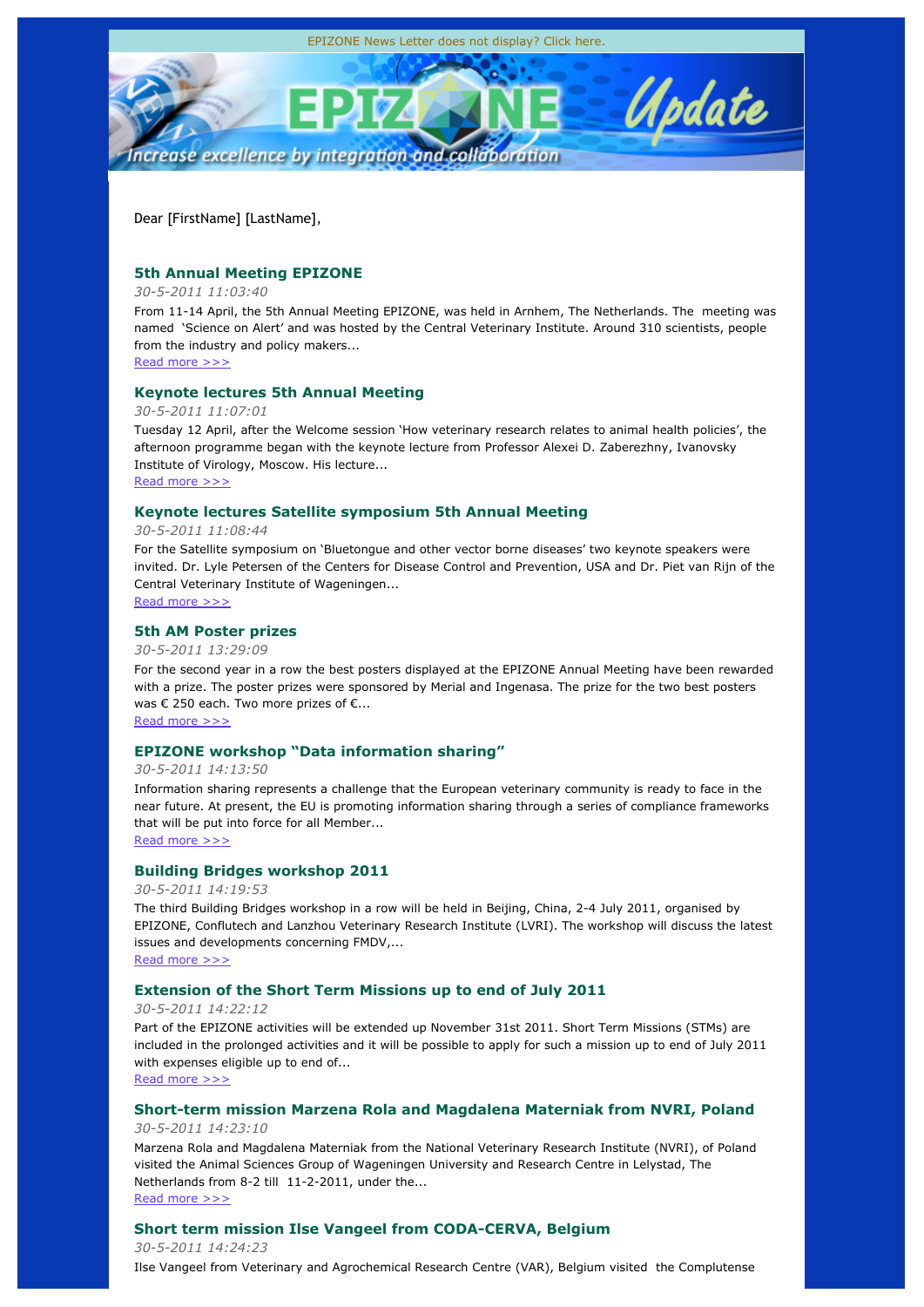EPIZONE News Letter does not display? Click here.

EPIZONE Update

Increase excellence by integration and collaboration

Dear [FirstName] [LastName],

### 5th Annual Meeting EPIZONE

*30-5-2011 11:03:40*

From 11-14 April, the 5th Annual Meeting EPIZONE, was held in Arnhem, The Netherlands. The meeting was named 'Science on Alert' and was hosted by the Central Veterinary Institute. Around 310 scientists, people from the industry and policy makers...

Read more >>>

### Keynote lectures 5th Annual Meeting

*30-5-2011 11:07:01*

Tuesday 12 April, after the Welcome session 'How veterinary research relates to animal health policies', the afternoon programme began with the keynote lecture from Professor Alexei D. Zaberezhny, Ivanovsky Institute of Virology, Moscow. His lecture...

Read more >>>

### Keynote lectures Satellite symposium 5th Annual Meeting

*30-5-2011 11:08:44*

For the Satellite symposium on 'Bluetongue and other vector borne diseases' two keynote speakers were invited. Dr. Lyle Petersen of the Centers for Disease Control and Prevention, USA and Dr. Piet van Rijn of the Central Veterinary Institute of Wageningen...

Read more >>>

### 5th AM Poster prizes

*30-5-2011 13:29:09*

For the second year in a row the best posters displayed at the EPIZONE Annual Meeting have been rewarded with a prize. The poster prizes were sponsored by Merial and Ingenasa. The prize for the two best posters was € 250 each. Two more prizes of €...

Read more >>>

### EPIZONE workshop "Data information sharing"

*30-5-2011 14:13:50*

Information sharing represents a challenge that the European veterinary community is ready to face in the near future. At present, the EU is promoting information sharing through a series of compliance frameworks that will be put into force for all Member...

Read more >>>

### Building Bridges workshop 2011

*30-5-2011 14:19:53*

The third Building Bridges workshop in a row will be held in Beijing, China, 2-4 July 2011, organised by EPIZONE, Conflutech and Lanzhou Veterinary Research Institute (LVRI). The workshop will discuss the latest issues and developments concerning FMDV,...

Read more >>>

### Extension of the Short Term Missions up to end of July 2011

*30-5-2011 14:22:12*

Part of the EPIZONE activities will be extended up November 31st 2011. Short Term Missions (STMs) are included in the prolonged activities and it will be possible to apply for such a mission up to end of July 2011 with expenses eligible up to end of...

Read more >>>

### Short-term mission Marzena Rola and Magdalena Materniak from NVRI, Poland

*30-5-2011 14:23:10*

Marzena Rola and Magdalena Materniak from the National Veterinary Research Institute (NVRI), of Poland visited the Animal Sciences Group of Wageningen University and Research Centre in Lelystad, The Netherlands from 8-2 till 11-2-2011, under the...

Read more >>>

### Short term mission Ilse Vangeel from CODA-CERVA, Belgium

*30-5-2011 14:24:23*

Ilse Vangeel from Veterinary and Agrochemical Research Centre (VAR), Belgium visited the Complutense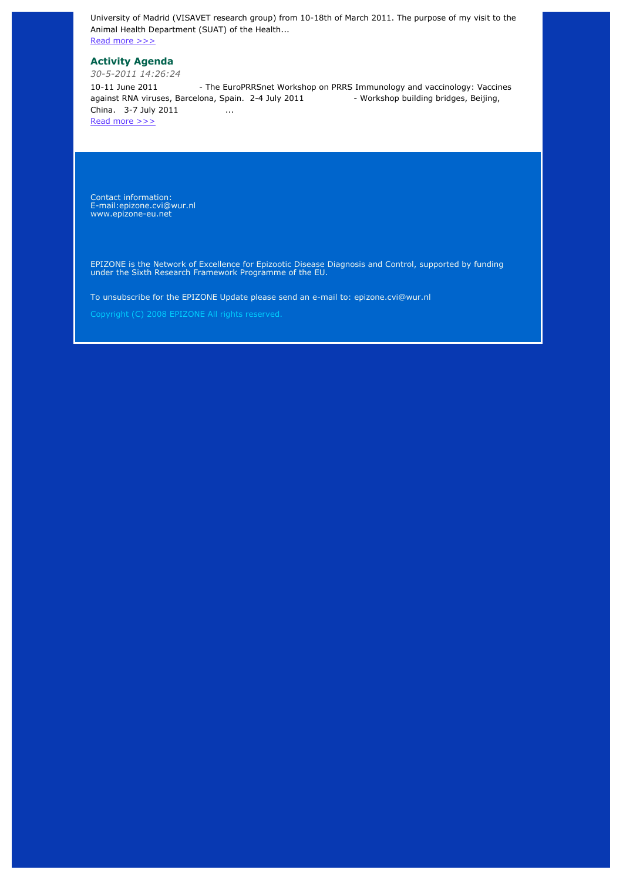University of Madrid (VISAVET research group) from 10-18th of March 2011. The purpose of my visit to the Animal Health Department (SUAT) of the Health...
[Read more >>>]

## Activity Agenda

*30-5-2011 14:26:24*

10-11 June 2011 - The EuroPRRSnet Workshop on PRRS Immunology and vaccinology: Vaccines against RNA viruses, Barcelona, Spain. 2-4 July 2011 - Workshop building bridges, Beijing, China. 3-7 July 2011 ...
[Read more >>>]

Contact information:
E-mail:epizone.cvi@wur.nl
www.epizone-eu.net

EPIZONE is the Network of Excellence for Epizootic Disease Diagnosis and Control, supported by funding under the Sixth Research Framework Programme of the EU.

To unsubscribe for the EPIZONE Update please send an e-mail to: epizone.cvi@wur.nl

Copyright (C) 2008 EPIZONE All rights reserved.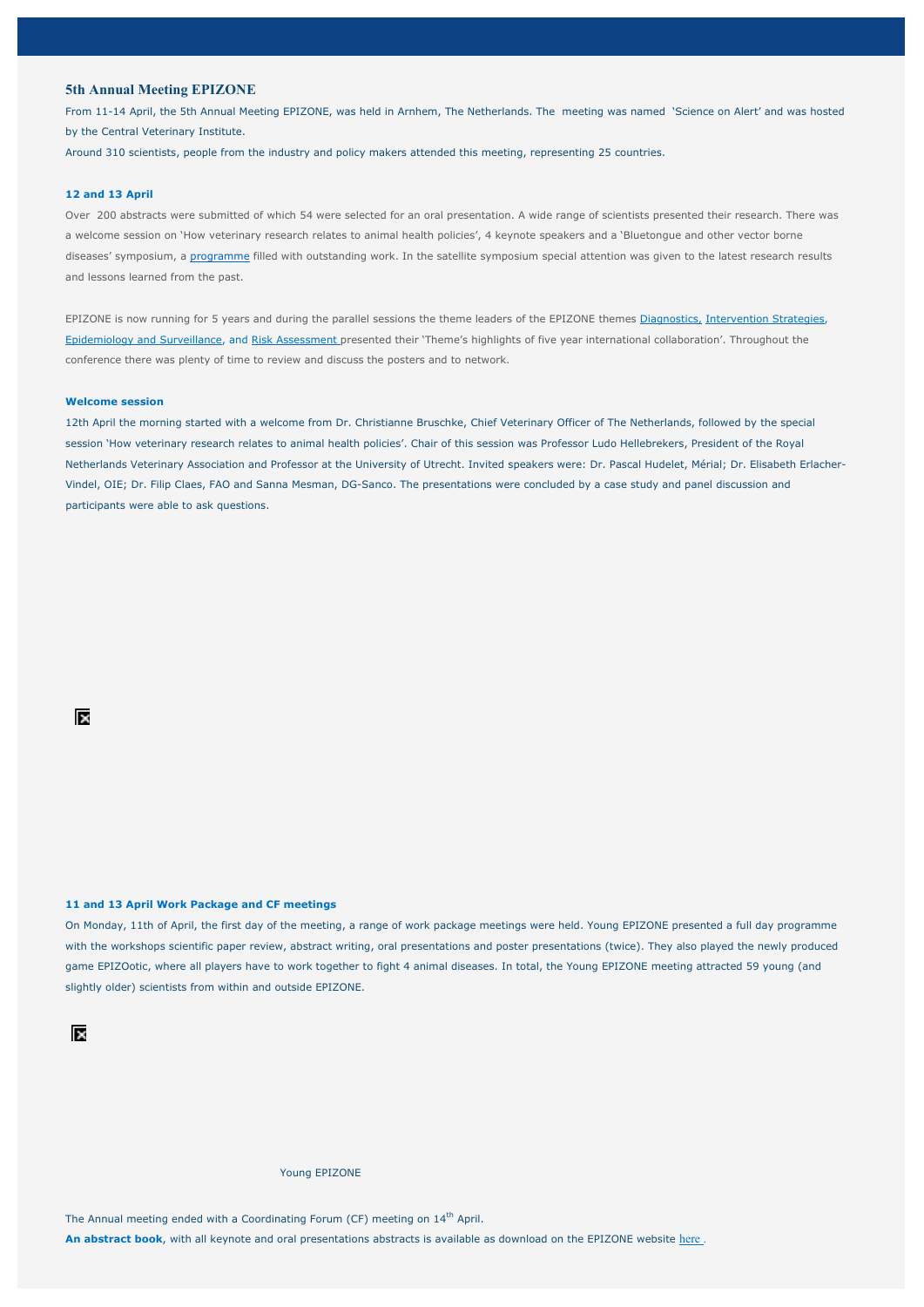## 5th Annual Meeting EPIZONE

From 11-14 April, the 5th Annual Meeting EPIZONE, was held in Arnhem, The Netherlands. The meeting was named 'Science on Alert' and was hosted by the Central Veterinary Institute.

Around 310 scientists, people from the industry and policy makers attended this meeting, representing 25 countries.

### 12 and 13 April

Over 200 abstracts were submitted of which 54 were selected for an oral presentation. A wide range of scientists presented their research. There was a welcome session on 'How veterinary research relates to animal health policies', 4 keynote speakers and a 'Bluetongue and other vector borne diseases' symposium, a programme filled with outstanding work. In the satellite symposium special attention was given to the latest research results and lessons learned from the past.

EPIZONE is now running for 5 years and during the parallel sessions the theme leaders of the EPIZONE themes Diagnostics, Intervention Strategies, Epidemiology and Surveillance, and Risk Assessment presented their 'Theme's highlights of five year international collaboration'. Throughout the conference there was plenty of time to review and discuss the posters and to network.

### Welcome session

12th April the morning started with a welcome from Dr. Christianne Bruschke, Chief Veterinary Officer of The Netherlands, followed by the special session 'How veterinary research relates to animal health policies'. Chair of this session was Professor Ludo Hellebrekers, President of the Royal Netherlands Veterinary Association and Professor at the University of Utrecht. Invited speakers were: Dr. Pascal Hudelet, Mérial; Dr. Elisabeth Erlacher-Vindel, OIE; Dr. Filip Claes, FAO and Sanna Mesman, DG-Sanco. The presentations were concluded by a case study and panel discussion and participants were able to ask questions.

### 11 and 13 April Work Package and CF meetings

On Monday, 11th of April, the first day of the meeting, a range of work package meetings were held. Young EPIZONE presented a full day programme with the workshops scientific paper review, abstract writing, oral presentations and poster presentations (twice). They also played the newly produced game EPIZOotic, where all players have to work together to fight 4 animal diseases. In total, the Young EPIZONE meeting attracted 59 young (and slightly older) scientists from within and outside EPIZONE.

Young EPIZONE

The Annual meeting ended with a Coordinating Forum (CF) meeting on 14th April.

**An abstract book**, with all keynote and oral presentations abstracts is available as download on the EPIZONE website here .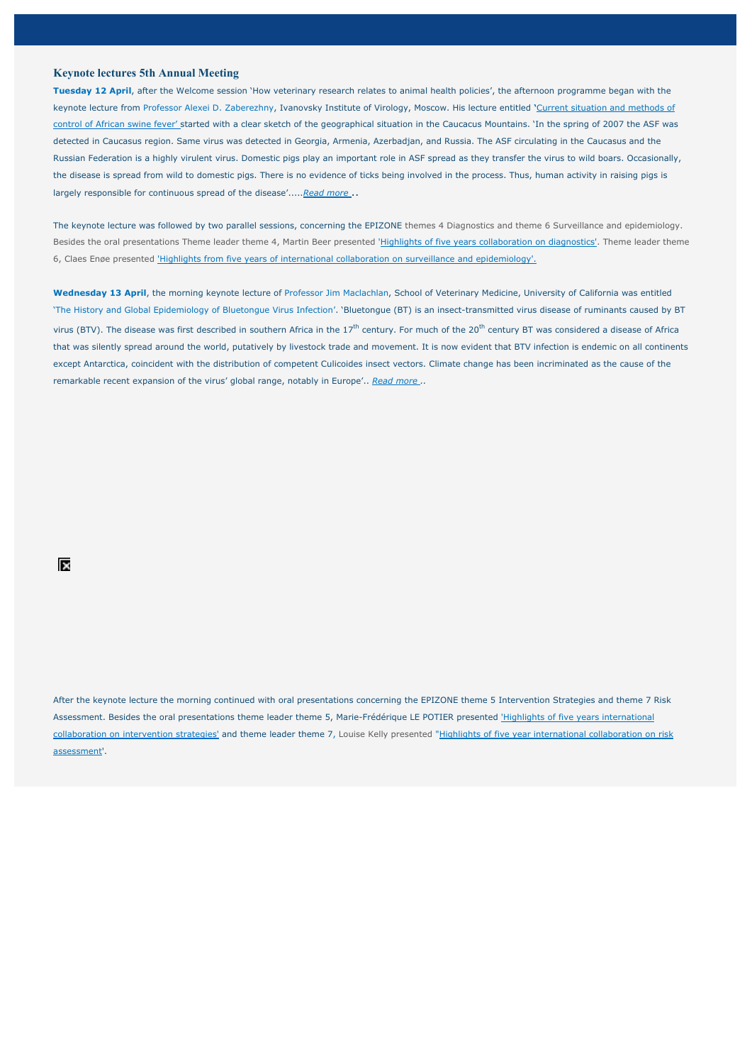### Keynote lectures 5th Annual Meeting

**Tuesday 12 April**, after the Welcome session 'How veterinary research relates to animal health policies', the afternoon programme began with the keynote lecture from Professor Alexei D. Zaberezhny, Ivanovsky Institute of Virology, Moscow. His lecture entitled 'Current situation and methods of control of African swine fever' started with a clear sketch of the geographical situation in the Caucasus Mountains. 'In the spring of 2007 the ASF was detected in Caucasus region. Same virus was detected in Georgia, Armenia, Azerbadjan, and Russia. The ASF circulating in the Caucasus and the Russian Federation is a highly virulent virus. Domestic pigs play an important role in ASF spread as they transfer the virus to wild boars. Occasionally, the disease is spread from wild to domestic pigs. There is no evidence of ticks being involved in the process. Thus, human activity in raising pigs is largely responsible for continuous spread of the disease'.....*Read more* ..

The keynote lecture was followed by two parallel sessions, concerning the EPIZONE themes 4 Diagnostics and theme 6 Surveillance and epidemiology. Besides the oral presentations Theme leader theme 4, Martin Beer presented 'Highlights of five years collaboration on diagnostics'. Theme leader theme 6, Claes Enøe presented 'Highlights from five years of international collaboration on surveillance and epidemiology'.

**Wednesday 13 April**, the morning keynote lecture of Professor Jim Maclachlan, School of Veterinary Medicine, University of California was entitled 'The History and Global Epidemiology of Bluetongue Virus Infection'. 'Bluetongue (BT) is an insect-transmitted virus disease of ruminants caused by BT virus (BTV). The disease was first described in southern Africa in the 17th century. For much of the 20th century BT was considered a disease of Africa that was silently spread around the world, putatively by livestock trade and movement. It is now evident that BTV infection is endemic on all continents except Antarctica, coincident with the distribution of competent Culicoides insect vectors. Climate change has been incriminated as the cause of the remarkable recent expansion of the virus' global range, notably in Europe'.. *Read more* ..

After the keynote lecture the morning continued with oral presentations concerning the EPIZONE theme 5 Intervention Strategies and theme 7 Risk Assessment. Besides the oral presentations theme leader theme 5, Marie-Frédérique LE POTIER presented 'Highlights of five years international collaboration on intervention strategies' and theme leader theme 7, Louise Kelly presented "Highlights of five year international collaboration on risk assessment'.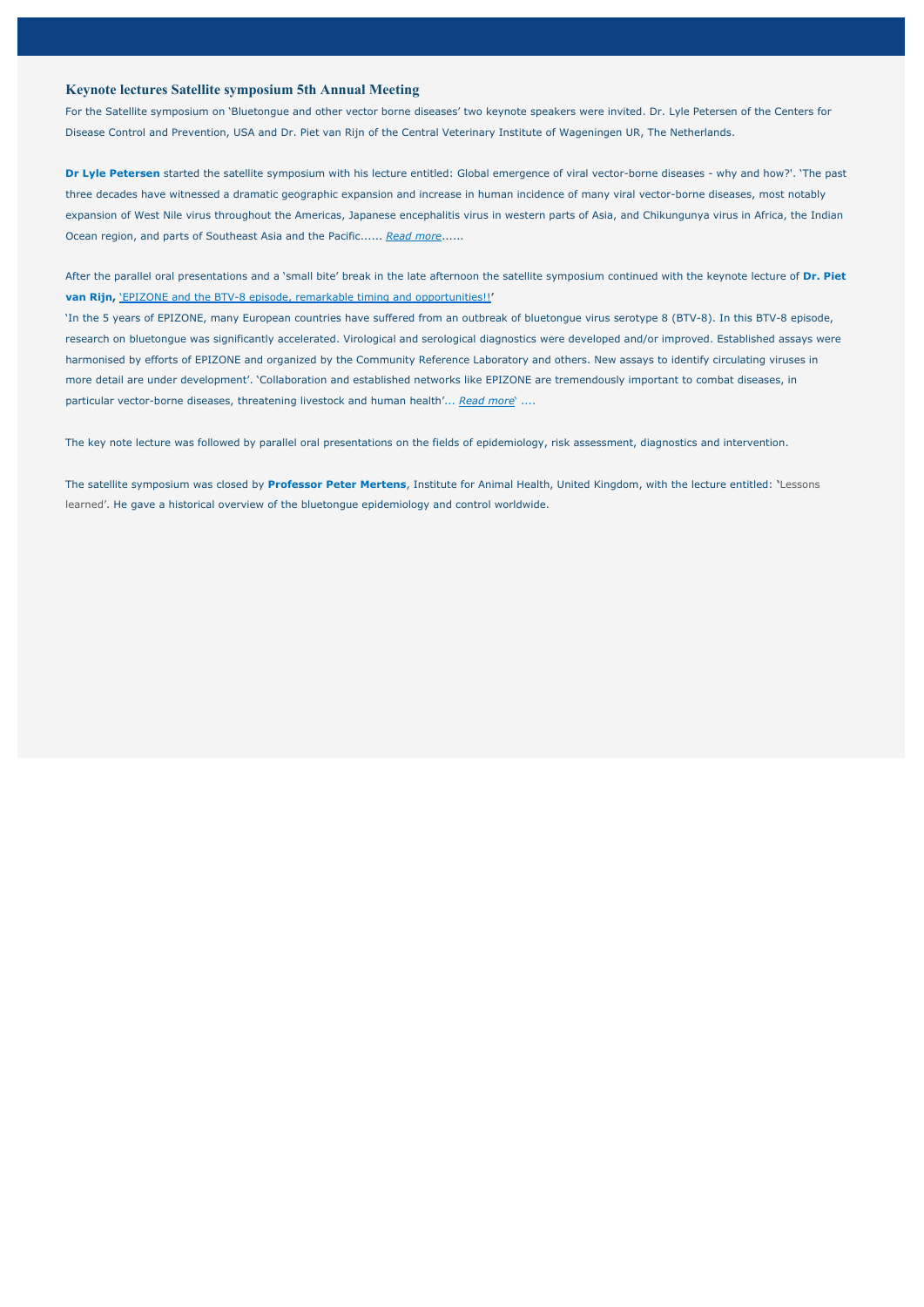### Keynote lectures Satellite symposium 5th Annual Meeting

For the Satellite symposium on 'Bluetongue and other vector borne diseases' two keynote speakers were invited. Dr. Lyle Petersen of the Centers for Disease Control and Prevention, USA and Dr. Piet van Rijn of the Central Veterinary Institute of Wageningen UR, The Netherlands.

**Dr Lyle Petersen** started the satellite symposium with his lecture entitled: Global emergence of viral vector-borne diseases - why and how?'. 'The past three decades have witnessed a dramatic geographic expansion and increase in human incidence of many viral vector-borne diseases, most notably expansion of West Nile virus throughout the Americas, Japanese encephalitis virus in western parts of Asia, and Chikungunya virus in Africa, the Indian Ocean region, and parts of Southeast Asia and the Pacific...... *Read more*......

After the parallel oral presentations and a 'small bite' break in the late afternoon the satellite symposium continued with the keynote lecture of **Dr. Piet van Rijn,** 'EPIZONE and the BTV-8 episode, remarkable timing and opportunities!!'

'In the 5 years of EPIZONE, many European countries have suffered from an outbreak of bluetongue virus serotype 8 (BTV-8). In this BTV-8 episode, research on bluetongue was significantly accelerated. Virological and serological diagnostics were developed and/or improved. Established assays were harmonised by efforts of EPIZONE and organized by the Community Reference Laboratory and others. New assays to identify circulating viruses in more detail are under development'. 'Collaboration and established networks like EPIZONE are tremendously important to combat diseases, in particular vector-borne diseases, threatening livestock and human health'... *Read more*' ....

The key note lecture was followed by parallel oral presentations on the fields of epidemiology, risk assessment, diagnostics and intervention.

The satellite symposium was closed by **Professor Peter Mertens**, Institute for Animal Health, United Kingdom, with the lecture entitled: 'Lessons learned'. He gave a historical overview of the bluetongue epidemiology and control worldwide.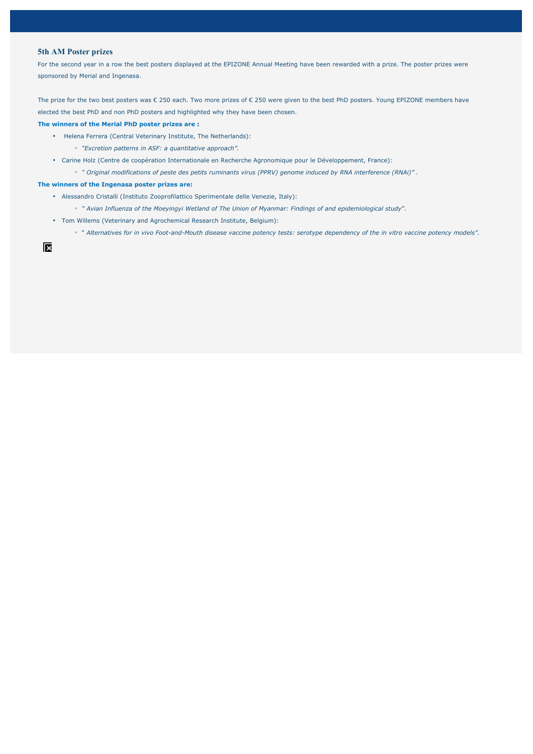## 5th AM Poster prizes

For the second year in a row the best posters displayed at the EPIZONE Annual Meeting have been rewarded with a prize. The poster prizes were sponsored by Merial and Ingenasa.

The prize for the two best posters was € 250 each. Two more prizes of € 250 were given to the best PhD posters. Young EPIZONE members have elected the best PhD and non PhD posters and highlighted why they have been chosen.

**The winners of the Merial PhD poster prizes are :**

- Helena Ferrera (Central Veterinary Institute, The Netherlands):
  - *"Excretion patterns in ASF: a quantitative approach"*.
- Carine Holz (Centre de coopération Internationale en Recherche Agronomique pour le Développement, France):
  - *" Original modifications of peste des petits ruminants virus (PPRV) genome induced by RNA interference (RNAi)"* .

**The winners of the Ingenasa poster prizes are:**

- Alessandro Cristalli (Instituto Zooprofilattico Sperimentale delle Venezie, Italy):
  - *" Avian Influenza of the Moeyingyi Wetland of The Union of Myanmar: Findings of and epidemiological study*".
- Tom Willems (Veterinary and Agrochemical Research Institute, Belgium):
  - *" Alternatives for in vivo Foot-and-Mouth disease vaccine potency tests: serotype dependency of the in vitro vaccine potency models".*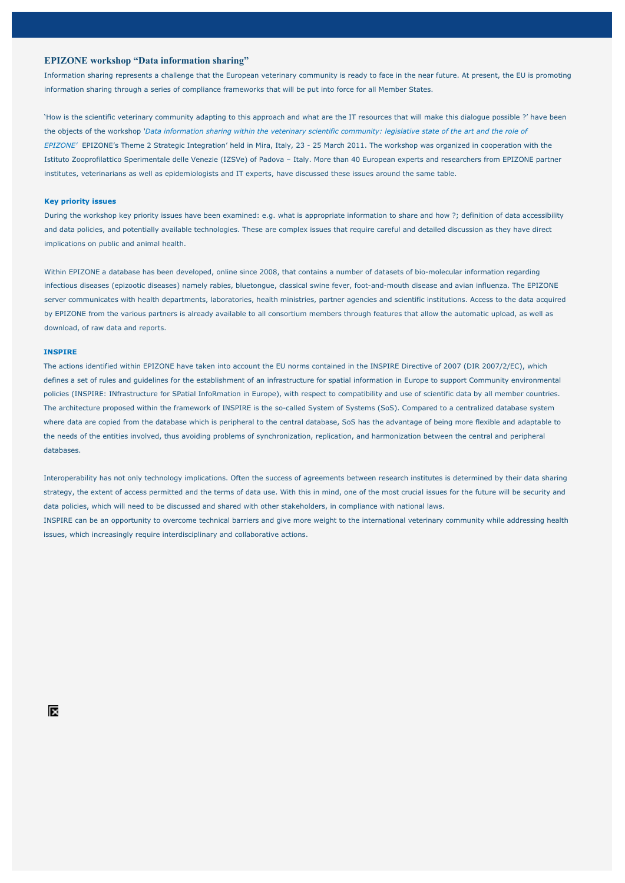## EPIZONE workshop "Data information sharing"

Information sharing represents a challenge that the European veterinary community is ready to face in the near future. At present, the EU is promoting information sharing through a series of compliance frameworks that will be put into force for all Member States.

'How is the scientific veterinary community adapting to this approach and what are the IT resources that will make this dialogue possible ?' have been the objects of the workshop '*Data information sharing within the veterinary scientific community: legislative state of the art and the role of EPIZONE*' EPIZONE's Theme 2 Strategic Integration' held in Mira, Italy, 23 - 25 March 2011. The workshop was organized in cooperation with the Istituto Zooprofilattico Sperimentale delle Venezie (IZSVe) of Padova – Italy. More than 40 European experts and researchers from EPIZONE partner institutes, veterinarians as well as epidemiologists and IT experts, have discussed these issues around the same table.

### Key priority issues

During the workshop key priority issues have been examined: e.g. what is appropriate information to share and how ?; definition of data accessibility and data policies, and potentially available technologies. These are complex issues that require careful and detailed discussion as they have direct implications on public and animal health.

Within EPIZONE a database has been developed, online since 2008, that contains a number of datasets of bio-molecular information regarding infectious diseases (epizootic diseases) namely rabies, bluetongue, classical swine fever, foot-and-mouth disease and avian influenza. The EPIZONE server communicates with health departments, laboratories, health ministries, partner agencies and scientific institutions. Access to the data acquired by EPIZONE from the various partners is already available to all consortium members through features that allow the automatic upload, as well as download, of raw data and reports.

### INSPIRE

The actions identified within EPIZONE have taken into account the EU norms contained in the INSPIRE Directive of 2007 (DIR 2007/2/EC), which defines a set of rules and guidelines for the establishment of an infrastructure for spatial information in Europe to support Community environmental policies (INSPIRE: INfrastructure for SPatial InfoRmation in Europe), with respect to compatibility and use of scientific data by all member countries. The architecture proposed within the framework of INSPIRE is the so-called System of Systems (SoS). Compared to a centralized database system where data are copied from the database which is peripheral to the central database, SoS has the advantage of being more flexible and adaptable to the needs of the entities involved, thus avoiding problems of synchronization, replication, and harmonization between the central and peripheral databases.

Interoperability has not only technology implications. Often the success of agreements between research institutes is determined by their data sharing strategy, the extent of access permitted and the terms of data use. With this in mind, one of the most crucial issues for the future will be security and data policies, which will need to be discussed and shared with other stakeholders, in compliance with national laws.

INSPIRE can be an opportunity to overcome technical barriers and give more weight to the international veterinary community while addressing health issues, which increasingly require interdisciplinary and collaborative actions.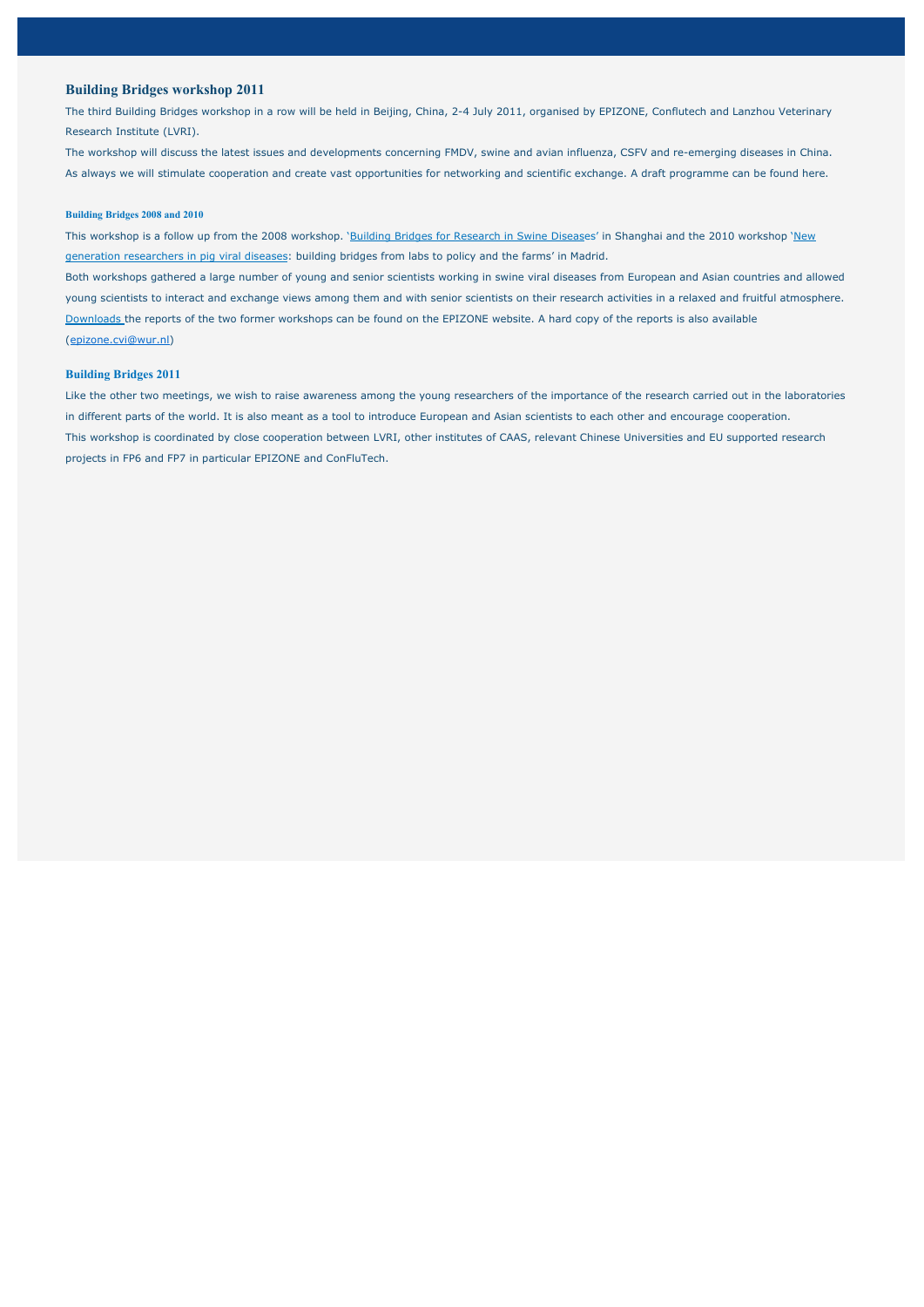## Building Bridges workshop 2011

The third Building Bridges workshop in a row will be held in Beijing, China, 2-4 July 2011, organised by EPIZONE, Conflutech and Lanzhou Veterinary Research Institute (LVRI).

The workshop will discuss the latest issues and developments concerning FMDV, swine and avian influenza, CSFV and re-emerging diseases in China.

As always we will stimulate cooperation and create vast opportunities for networking and scientific exchange. A draft programme can be found here.

#### Building Bridges 2008 and 2010

This workshop is a follow up from the 2008 workshop. 'Building Bridges for Research in Swine Diseases' in Shanghai and the 2010 workshop 'New generation researchers in pig viral diseases: building bridges from labs to policy and the farms' in Madrid.

Both workshops gathered a large number of young and senior scientists working in swine viral diseases from European and Asian countries and allowed young scientists to interact and exchange views among them and with senior scientists on their research activities in a relaxed and fruitful atmosphere. Downloads the reports of the two former workshops can be found on the EPIZONE website. A hard copy of the reports is also available (epizone.cvi@wur.nl)

### Building Bridges 2011

Like the other two meetings, we wish to raise awareness among the young researchers of the importance of the research carried out in the laboratories in different parts of the world. It is also meant as a tool to introduce European and Asian scientists to each other and encourage cooperation.

This workshop is coordinated by close cooperation between LVRI, other institutes of CAAS, relevant Chinese Universities and EU supported research projects in FP6 and FP7 in particular EPIZONE and ConFluTech.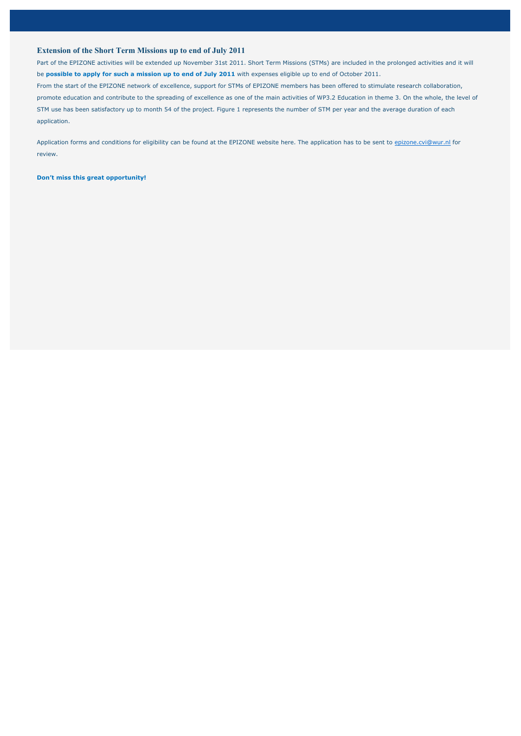## Extension of the Short Term Missions up to end of July 2011

Part of the EPIZONE activities will be extended up November 31st 2011. Short Term Missions (STMs) are included in the prolonged activities and it will be **possible to apply for such a mission up to end of July 2011** with expenses eligible up to end of October 2011.

From the start of the EPIZONE network of excellence, support for STMs of EPIZONE members has been offered to stimulate research collaboration, promote education and contribute to the spreading of excellence as one of the main activities of WP3.2 Education in theme 3. On the whole, the level of STM use has been satisfactory up to month 54 of the project. Figure 1 represents the number of STM per year and the average duration of each application.

Application forms and conditions for eligibility can be found at the EPIZONE website here. The application has to be sent to epizone.cvi@wur.nl for review.

**Don't miss this great opportunity!**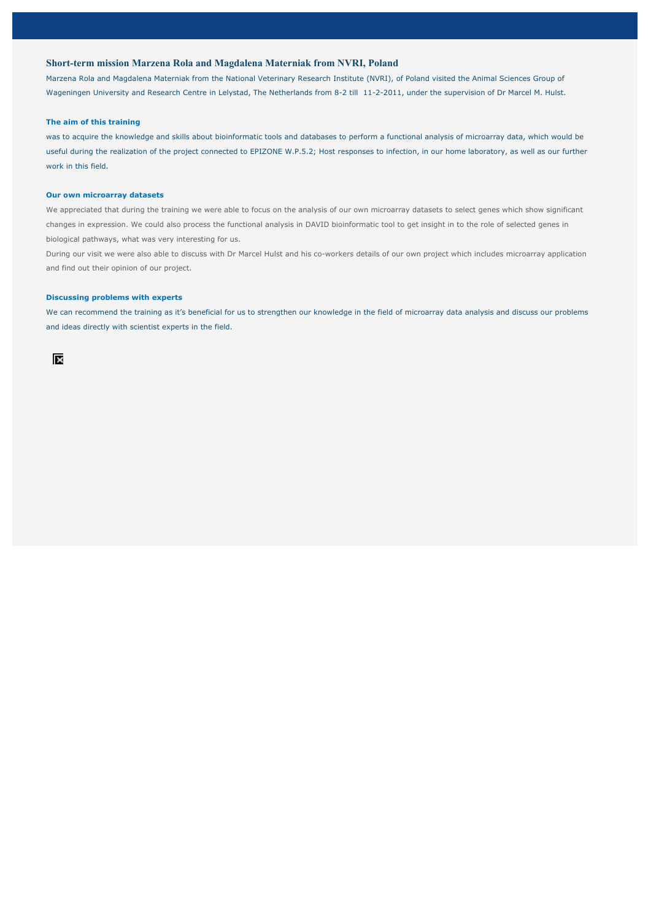## Short-term mission Marzena Rola and Magdalena Materniak from NVRI, Poland

Marzena Rola and Magdalena Materniak from the National Veterinary Research Institute (NVRI), of Poland visited the Animal Sciences Group of Wageningen University and Research Centre in Lelystad, The Netherlands from 8-2 till 11-2-2011, under the supervision of Dr Marcel M. Hulst.

### The aim of this training

was to acquire the knowledge and skills about bioinformatic tools and databases to perform a functional analysis of microarray data, which would be useful during the realization of the project connected to EPIZONE W.P.5.2; Host responses to infection, in our home laboratory, as well as our further work in this field.

### Our own microarray datasets

We appreciated that during the training we were able to focus on the analysis of our own microarray datasets to select genes which show significant changes in expression. We could also process the functional analysis in DAVID bioinformatic tool to get insight in to the role of selected genes in biological pathways, what was very interesting for us.

During our visit we were also able to discuss with Dr Marcel Hulst and his co-workers details of our own project which includes microarray application and find out their opinion of our project.

### Discussing problems with experts

We can recommend the training as it's beneficial for us to strengthen our knowledge in the field of microarray data analysis and discuss our problems and ideas directly with scientist experts in the field.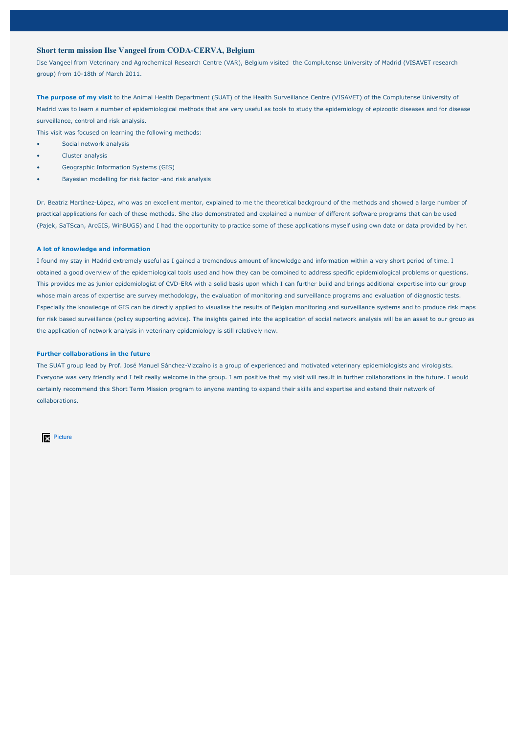## Short term mission Ilse Vangeel from CODA-CERVA, Belgium

Ilse Vangeel from Veterinary and Agrochemical Research Centre (VAR), Belgium visited the Complutense University of Madrid (VISAVET research group) from 10-18th of March 2011.

**The purpose of my visit** to the Animal Health Department (SUAT) of the Health Surveillance Centre (VISAVET) of the Complutense University of Madrid was to learn a number of epidemiological methods that are very useful as tools to study the epidemiology of epizootic diseases and for disease surveillance, control and risk analysis.

This visit was focused on learning the following methods:

- Social network analysis
- Cluster analysis
- Geographic Information Systems (GIS)
- Bayesian modelling for risk factor -and risk analysis

Dr. Beatriz Martínez-López, who was an excellent mentor, explained to me the theoretical background of the methods and showed a large number of practical applications for each of these methods. She also demonstrated and explained a number of different software programs that can be used (Pajek, SaTScan, ArcGIS, WinBUGS) and I had the opportunity to practice some of these applications myself using own data or data provided by her.

### A lot of knowledge and information

I found my stay in Madrid extremely useful as I gained a tremendous amount of knowledge and information within a very short period of time. I obtained a good overview of the epidemiological tools used and how they can be combined to address specific epidemiological problems or questions. This provides me as junior epidemiologist of CVD-ERA with a solid basis upon which I can further build and brings additional expertise into our group whose main areas of expertise are survey methodology, the evaluation of monitoring and surveillance programs and evaluation of diagnostic tests. Especially the knowledge of GIS can be directly applied to visualise the results of Belgian monitoring and surveillance systems and to produce risk maps for risk based surveillance (policy supporting advice). The insights gained into the application of social network analysis will be an asset to our group as the application of network analysis in veterinary epidemiology is still relatively new.

### Further collaborations in the future

The SUAT group lead by Prof. José Manuel Sánchez-Vizcaíno is a group of experienced and motivated veterinary epidemiologists and virologists. Everyone was very friendly and I felt really welcome in the group. I am positive that my visit will result in further collaborations in the future. I would certainly recommend this Short Term Mission program to anyone wanting to expand their skills and expertise and extend their network of collaborations.

Picture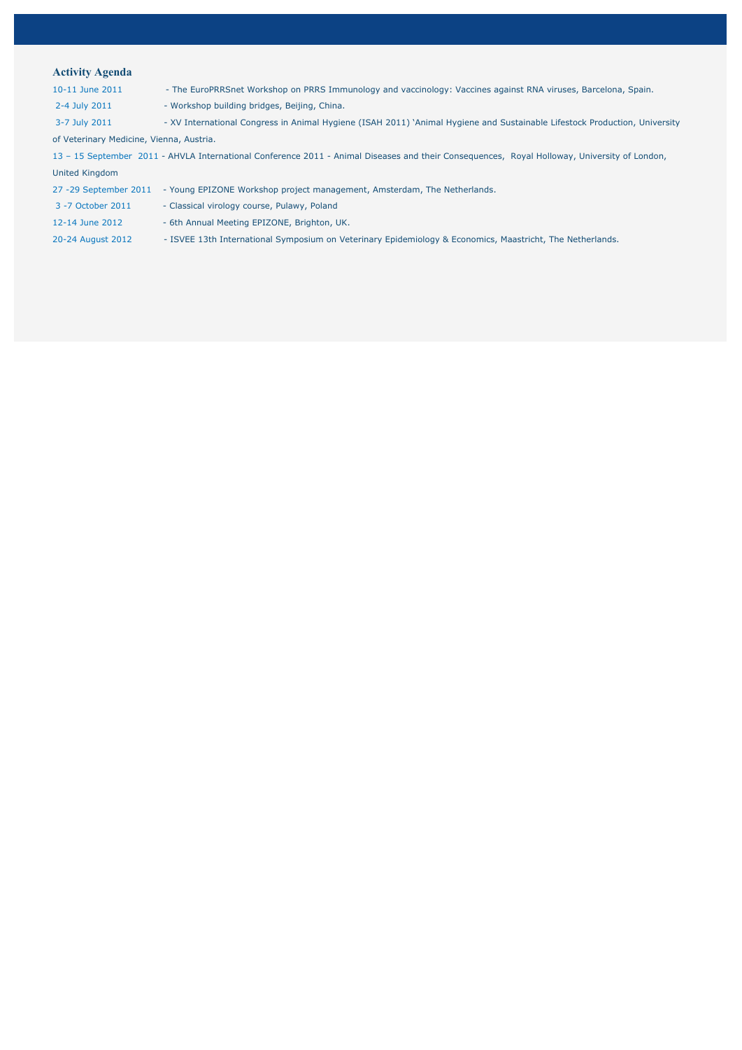### Activity Agenda

10-11 June 2011 - The EuroPRRSnet Workshop on PRRS Immunology and vaccinology: Vaccines against RNA viruses, Barcelona, Spain.

2-4 July 2011 - Workshop building bridges, Beijing, China.

3-7 July 2011 - XV International Congress in Animal Hygiene (ISAH 2011) 'Animal Hygiene and Sustainable Lifestock Production, University of Veterinary Medicine, Vienna, Austria.

13 – 15 September 2011 - AHVLA International Conference 2011 - Animal Diseases and their Consequences, Royal Holloway, University of London, United Kingdom

27 -29 September 2011 - Young EPIZONE Workshop project management, Amsterdam, The Netherlands.

3 -7 October 2011 - Classical virology course, Pulawy, Poland

12-14 June 2012 - 6th Annual Meeting EPIZONE, Brighton, UK.

20-24 August 2012 - ISVEE 13th International Symposium on Veterinary Epidemiology & Economics, Maastricht, The Netherlands.